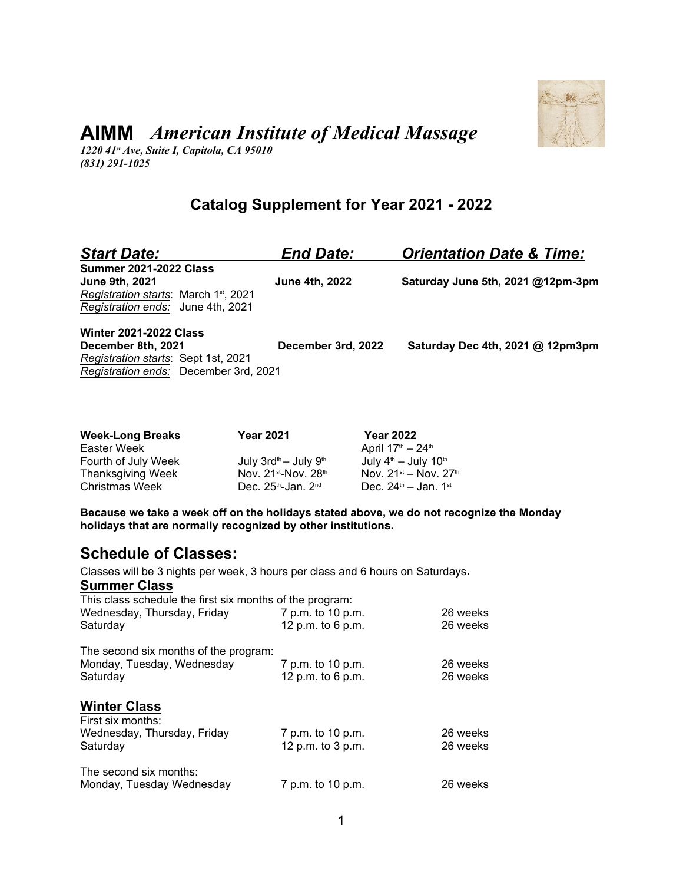# AIMM *American Institute of Medical Massage*

*1220 41st Ave, Suite I, Capitola, CA 95010*
*(831) 291-1025*

## Catalog Supplement for Year 2021 - 2022

| ***Start Date:*** | ***End Date:*** | ***Orientation Date & Time:*** |
|---|---|---|
| **Summer 2021-2022 Class** | | |
| **June 9th, 2021** | **June 4th, 2022** | **Saturday June 5th, 2021 @12pm-3pm** |
| *Registration starts*: March 1st, 2021 | | |
| *Registration ends:* June 4th, 2021 | | |
| **Winter 2021-2022 Class** | | |
| **December 8th, 2021** | **December 3rd, 2022** | **Saturday Dec 4th, 2021 @ 12pm3pm** |
| *Registration starts*: Sept 1st, 2021 | | |
| *Registration ends:* December 3rd, 2021 | | |

| **Week-Long Breaks** | **Year 2021** | **Year 2022** |
|---|---|---|
| Easter Week | | April 17th – 24th |
| Fourth of July Week | July 3rd – July 9th | July 4th – July 10th |
| Thanksgiving Week | Nov. 21st-Nov. 28th | Nov. 21st – Nov. 27th |
| Christmas Week | Dec. 25th-Jan. 2nd | Dec. 24th – Jan. 1st |

**Because we take a week off on the holidays stated above, we do not recognize the Monday holidays that are normally recognized by other institutions.**

## Schedule of Classes:

Classes will be 3 nights per week, 3 hours per class and 6 hours on Saturdays.

### Summer Class

This class schedule the first six months of the program:

| | | |
|---|---|---|
| Wednesday, Thursday, Friday | 7 p.m. to 10 p.m. | 26 weeks |
| Saturday | 12 p.m. to 6 p.m. | 26 weeks |

The second six months of the program:

| | | |
|---|---|---|
| Monday, Tuesday, Wednesday | 7 p.m. to 10 p.m. | 26 weeks |
| Saturday | 12 p.m. to 6 p.m. | 26 weeks |

### Winter Class

First six months:

| | | |
|---|---|---|
| Wednesday, Thursday, Friday | 7 p.m. to 10 p.m. | 26 weeks |
| Saturday | 12 p.m. to 3 p.m. | 26 weeks |

The second six months:

| | | |
|---|---|---|
| Monday, Tuesday Wednesday | 7 p.m. to 10 p.m. | 26 weeks |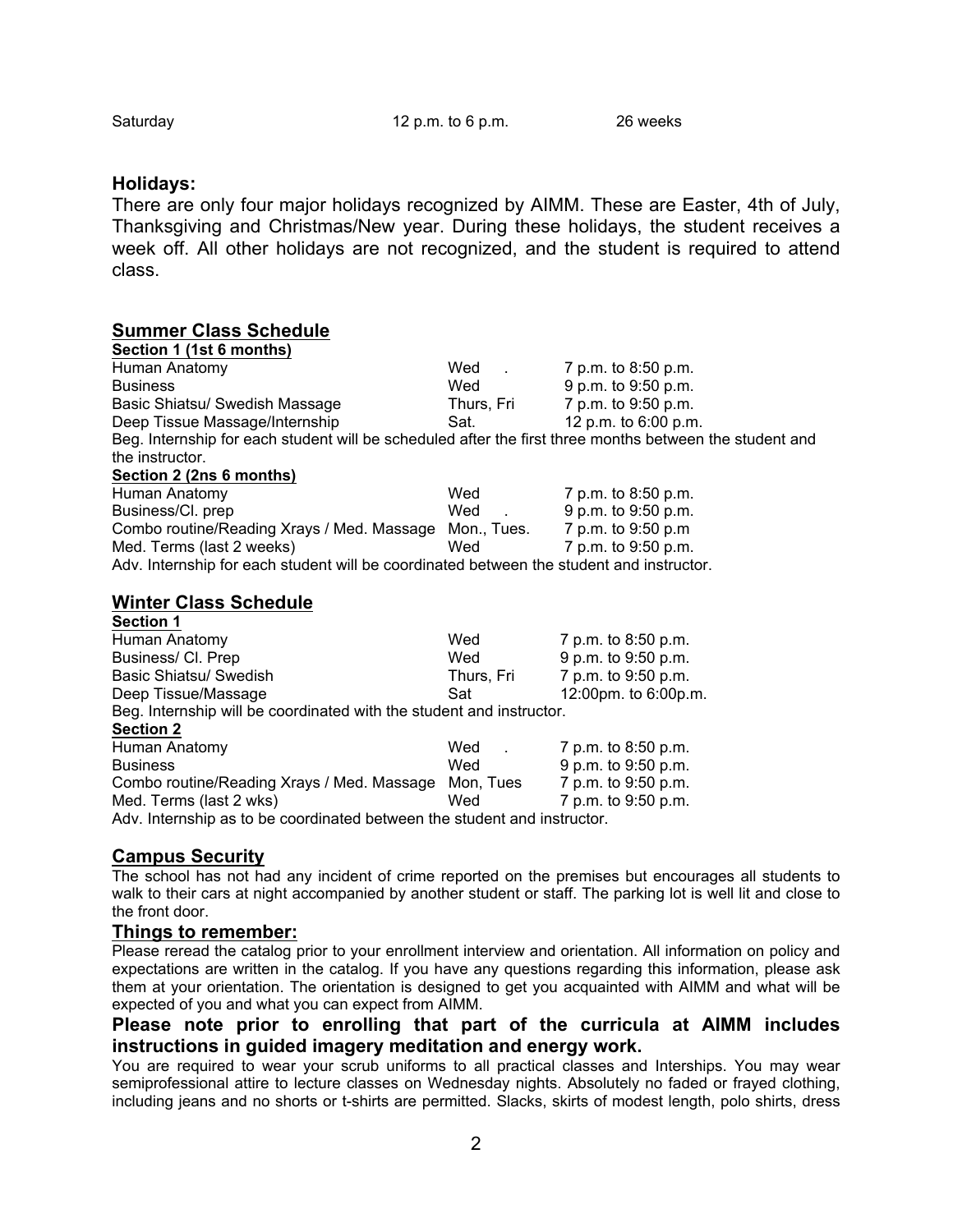| Saturday | 12 p.m. to 6 p.m. | 26 weeks |
|---|---|---|

### Holidays:

There are only four major holidays recognized by AIMM. These are Easter, 4th of July, Thanksgiving and Christmas/New year. During these holidays, the student receives a week off. All other holidays are not recognized, and the student is required to attend class.

## Summer Class Schedule

**Section 1 (1st 6 months)**

| | | |
|---|---|---|
| Human Anatomy | Wed . | 7 p.m. to 8:50 p.m. |
| Business | Wed | 9 p.m. to 9:50 p.m. |
| Basic Shiatsu/ Swedish Massage | Thurs, Fri | 7 p.m. to 9:50 p.m. |
| Deep Tissue Massage/Internship | Sat. | 12 p.m. to 6:00 p.m. |

Beg. Internship for each student will be scheduled after the first three months between the student and the instructor.

**Section 2 (2ns 6 months)**

| | | |
|---|---|---|
| Human Anatomy | Wed | 7 p.m. to 8:50 p.m. |
| Business/Cl. prep | Wed . | 9 p.m. to 9:50 p.m. |
| Combo routine/Reading Xrays / Med. Massage | Mon., Tues. | 7 p.m. to 9:50 p.m |
| Med. Terms (last 2 weeks) | Wed | 7 p.m. to 9:50 p.m. |

Adv. Internship for each student will be coordinated between the student and instructor.

## Winter Class Schedule

**Section 1**

| | | |
|---|---|---|
| Human Anatomy | Wed | 7 p.m. to 8:50 p.m. |
| Business/ Cl. Prep | Wed | 9 p.m. to 9:50 p.m. |
| Basic Shiatsu/ Swedish | Thurs, Fri | 7 p.m. to 9:50 p.m. |
| Deep Tissue/Massage | Sat | 12:00pm. to 6:00p.m. |

Beg. Internship will be coordinated with the student and instructor.

**Section 2**

| | | |
|---|---|---|
| Human Anatomy | Wed . | 7 p.m. to 8:50 p.m. |
| Business | Wed | 9 p.m. to 9:50 p.m. |
| Combo routine/Reading Xrays / Med. Massage | Mon, Tues | 7 p.m. to 9:50 p.m. |
| Med. Terms (last 2 wks) | Wed | 7 p.m. to 9:50 p.m. |

Adv. Internship as to be coordinated between the student and instructor.

## Campus Security

The school has not had any incident of crime reported on the premises but encourages all students to walk to their cars at night accompanied by another student or staff. The parking lot is well lit and close to the front door.

## Things to remember:

Please reread the catalog prior to your enrollment interview and orientation. All information on policy and expectations are written in the catalog. If you have any questions regarding this information, please ask them at your orientation. The orientation is designed to get you acquainted with AIMM and what will be expected of you and what you can expect from AIMM.

**Please note prior to enrolling that part of the curricula at AIMM includes instructions in guided imagery meditation and energy work.**

You are required to wear your scrub uniforms to all practical classes and Interships. You may wear semiprofessional attire to lecture classes on Wednesday nights. Absolutely no faded or frayed clothing, including jeans and no shorts or t-shirts are permitted. Slacks, skirts of modest length, polo shirts, dress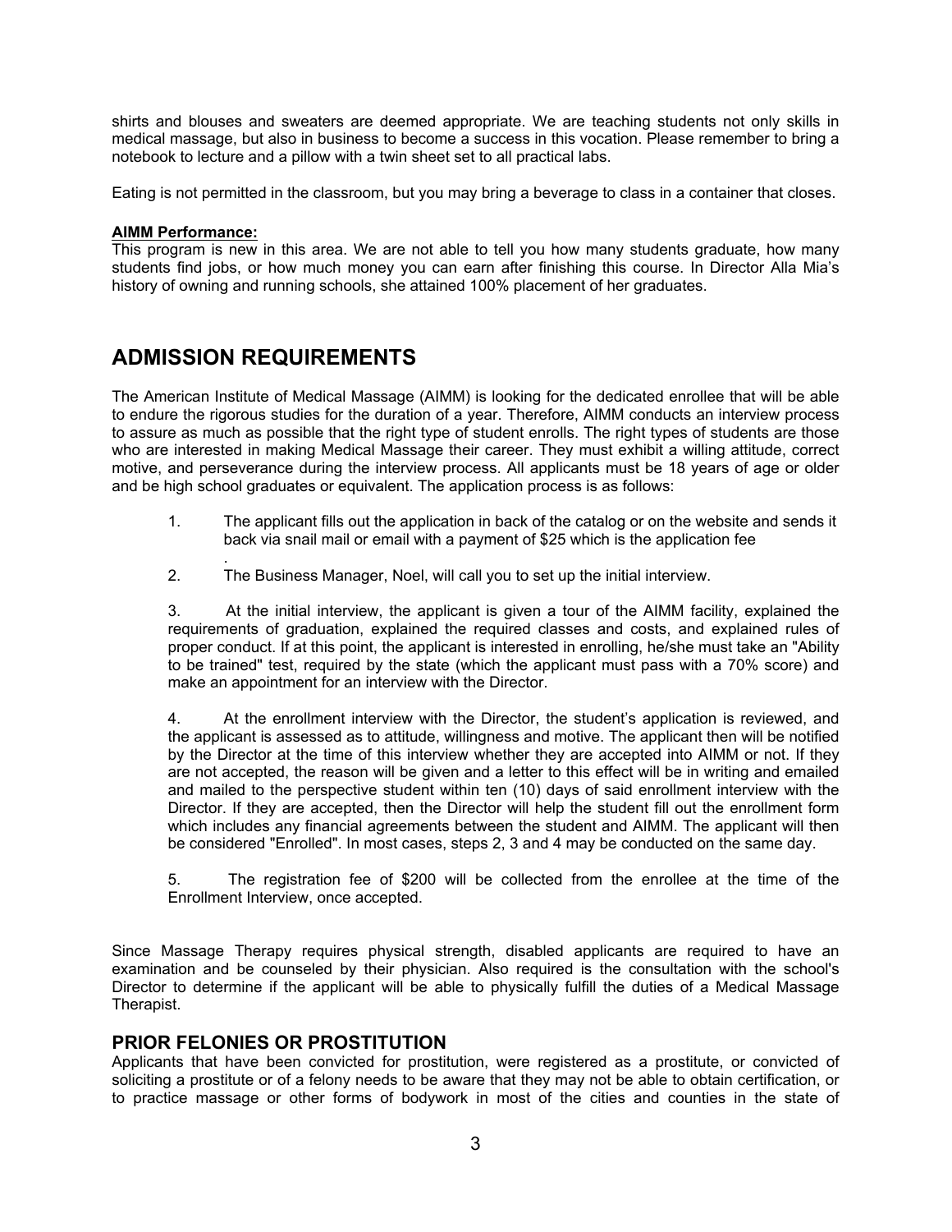shirts and blouses and sweaters are deemed appropriate. We are teaching students not only skills in medical massage, but also in business to become a success in this vocation. Please remember to bring a notebook to lecture and a pillow with a twin sheet set to all practical labs.

Eating is not permitted in the classroom, but you may bring a beverage to class in a container that closes.

**AIMM Performance:**

This program is new in this area. We are not able to tell you how many students graduate, how many students find jobs, or how much money you can earn after finishing this course. In Director Alla Mia's history of owning and running schools, she attained 100% placement of her graduates.

# ADMISSION REQUIREMENTS

The American Institute of Medical Massage (AIMM) is looking for the dedicated enrollee that will be able to endure the rigorous studies for the duration of a year. Therefore, AIMM conducts an interview process to assure as much as possible that the right type of student enrolls. The right types of students are those who are interested in making Medical Massage their career. They must exhibit a willing attitude, correct motive, and perseverance during the interview process. All applicants must be 18 years of age or older and be high school graduates or equivalent. The application process is as follows:

1. The applicant fills out the application in back of the catalog or on the website and sends it back via snail mail or email with a payment of $25 which is the application fee
   .
2. The Business Manager, Noel, will call you to set up the initial interview.

3. At the initial interview, the applicant is given a tour of the AIMM facility, explained the requirements of graduation, explained the required classes and costs, and explained rules of proper conduct. If at this point, the applicant is interested in enrolling, he/she must take an "Ability to be trained" test, required by the state (which the applicant must pass with a 70% score) and make an appointment for an interview with the Director.

4. At the enrollment interview with the Director, the student's application is reviewed, and the applicant is assessed as to attitude, willingness and motive. The applicant then will be notified by the Director at the time of this interview whether they are accepted into AIMM or not. If they are not accepted, the reason will be given and a letter to this effect will be in writing and emailed and mailed to the perspective student within ten (10) days of said enrollment interview with the Director. If they are accepted, then the Director will help the student fill out the enrollment form which includes any financial agreements between the student and AIMM. The applicant will then be considered "Enrolled". In most cases, steps 2, 3 and 4 may be conducted on the same day.

5. The registration fee of $200 will be collected from the enrollee at the time of the Enrollment Interview, once accepted.

Since Massage Therapy requires physical strength, disabled applicants are required to have an examination and be counseled by their physician. Also required is the consultation with the school's Director to determine if the applicant will be able to physically fulfill the duties of a Medical Massage Therapist.

## PRIOR FELONIES OR PROSTITUTION

Applicants that have been convicted for prostitution, were registered as a prostitute, or convicted of soliciting a prostitute or of a felony needs to be aware that they may not be able to obtain certification, or to practice massage or other forms of bodywork in most of the cities and counties in the state of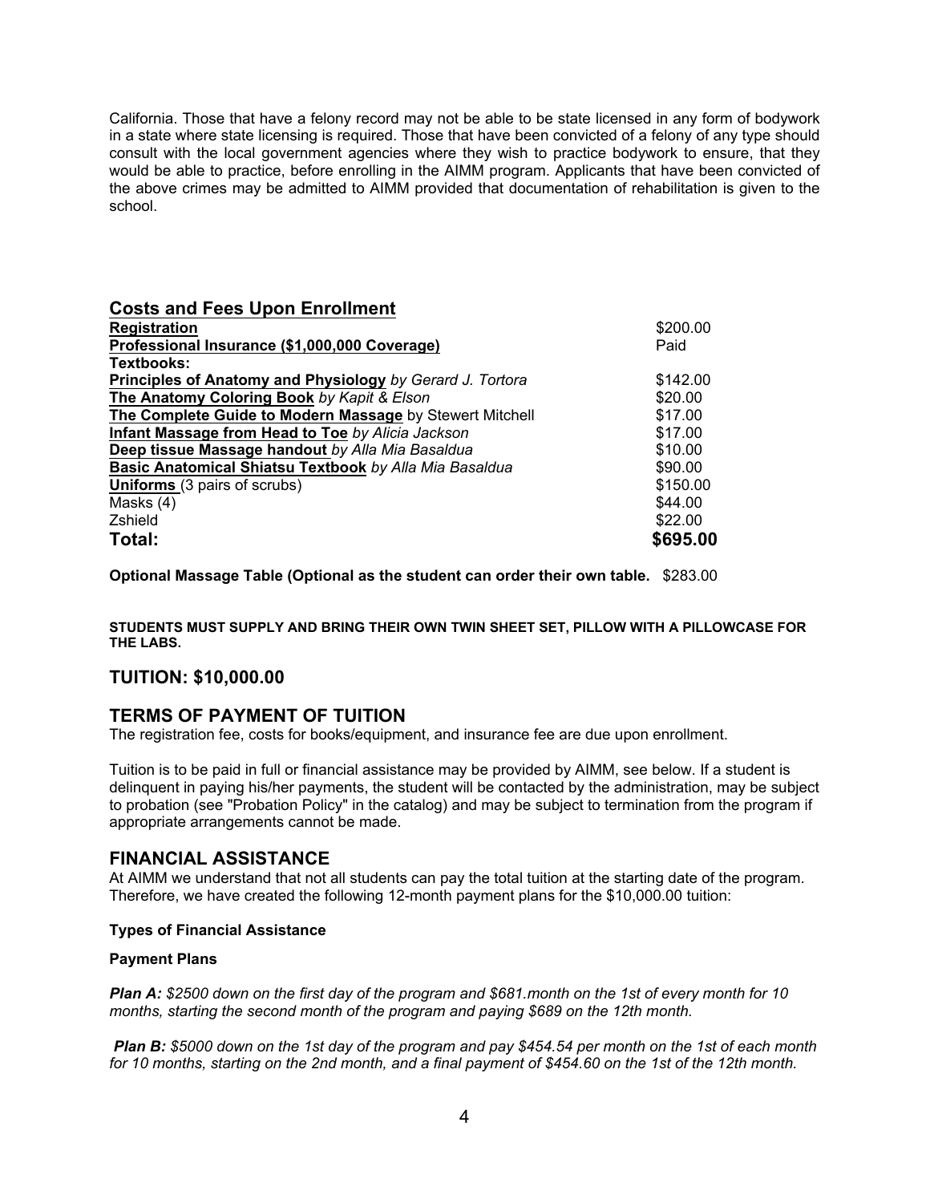California. Those that have a felony record may not be able to be state licensed in any form of bodywork in a state where state licensing is required. Those that have been convicted of a felony of any type should consult with the local government agencies where they wish to practice bodywork to ensure, that they would be able to practice, before enrolling in the AIMM program. Applicants that have been convicted of the above crimes may be admitted to AIMM provided that documentation of rehabilitation is given to the school.

## Costs and Fees Upon Enrollment

| Item | Cost |
| --- | --- |
| **Registration** | $200.00 |
| **Professional Insurance ($1,000,000 Coverage)** | Paid |
| **Textbooks:** | |
| **Principles of Anatomy and Physiology** *by Gerard J. Tortora* | $142.00 |
| **The Anatomy Coloring Book** *by Kapit & Elson* | $20.00 |
| **The Complete Guide to Modern Massage** by Stewert Mitchell | $17.00 |
| **Infant Massage from Head to Toe** *by Alicia Jackson* | $17.00 |
| **Deep tissue Massage handout** *by Alla Mia Basaldua* | $10.00 |
| **Basic Anatomical Shiatsu Textbook** *by Alla Mia Basaldua* | $90.00 |
| **Uniforms** (3 pairs of scrubs) | $150.00 |
| Masks (4) | $44.00 |
| Zshield | $22.00 |
| **Total:** | **$695.00** |

**Optional Massage Table (Optional as the student can order their own table.** $283.00

**STUDENTS MUST SUPPLY AND BRING THEIR OWN TWIN SHEET SET, PILLOW WITH A PILLOWCASE FOR THE LABS.**

## TUITION: $10,000.00

## TERMS OF PAYMENT OF TUITION

The registration fee, costs for books/equipment, and insurance fee are due upon enrollment.

Tuition is to be paid in full or financial assistance may be provided by AIMM, see below. If a student is delinquent in paying his/her payments, the student will be contacted by the administration, may be subject to probation (see "Probation Policy" in the catalog) and may be subject to termination from the program if appropriate arrangements cannot be made.

## FINANCIAL ASSISTANCE

At AIMM we understand that not all students can pay the total tuition at the starting date of the program. Therefore, we have created the following 12-month payment plans for the $10,000.00 tuition:

**Types of Financial Assistance**

**Payment Plans**

***Plan A:*** *$2500 down on the first day of the program and $681.month on the 1st of every month for 10 months, starting the second month of the program and paying $689 on the 12th month.*

***Plan B:*** *$5000 down on the 1st day of the program and pay $454.54 per month on the 1st of each month for 10 months, starting on the 2nd month, and a final payment of $454.60 on the 1st of the 12th month.*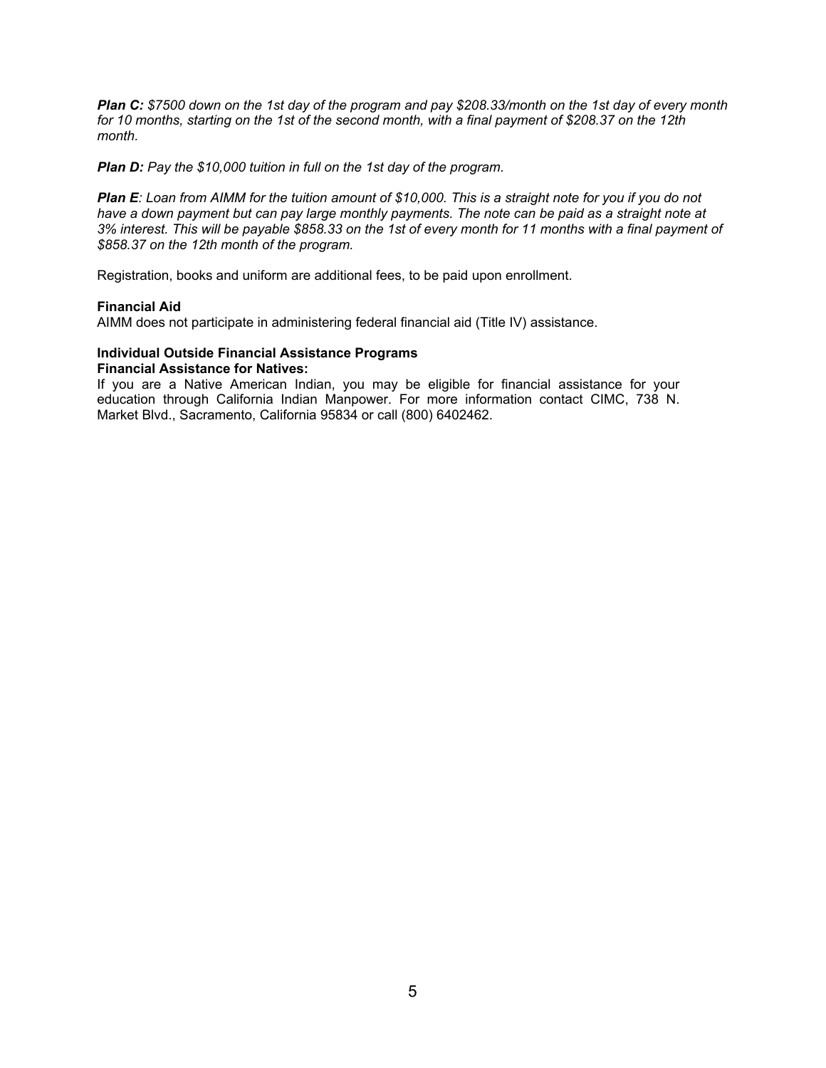***Plan C:*** *$7500 down on the 1st day of the program and pay $208.33/month on the 1st day of every month for 10 months, starting on the 1st of the second month, with a final payment of $208.37 on the 12th month.*

***Plan D:*** *Pay the $10,000 tuition in full on the 1st day of the program.*

***Plan E****: Loan from AIMM for the tuition amount of $10,000. This is a straight note for you if you do not have a down payment but can pay large monthly payments. The note can be paid as a straight note at 3% interest. This will be payable $858.33 on the 1st of every month for 11 months with a final payment of $858.37 on the 12th month of the program.*

Registration, books and uniform are additional fees, to be paid upon enrollment.

**Financial Aid**

AIMM does not participate in administering federal financial aid (Title IV) assistance.

**Individual Outside Financial Assistance Programs**

**Financial Assistance for Natives:**

If you are a Native American Indian, you may be eligible for financial assistance for your education through California Indian Manpower. For more information contact CIMC, 738 N. Market Blvd., Sacramento, California 95834 or call (800) 6402462.